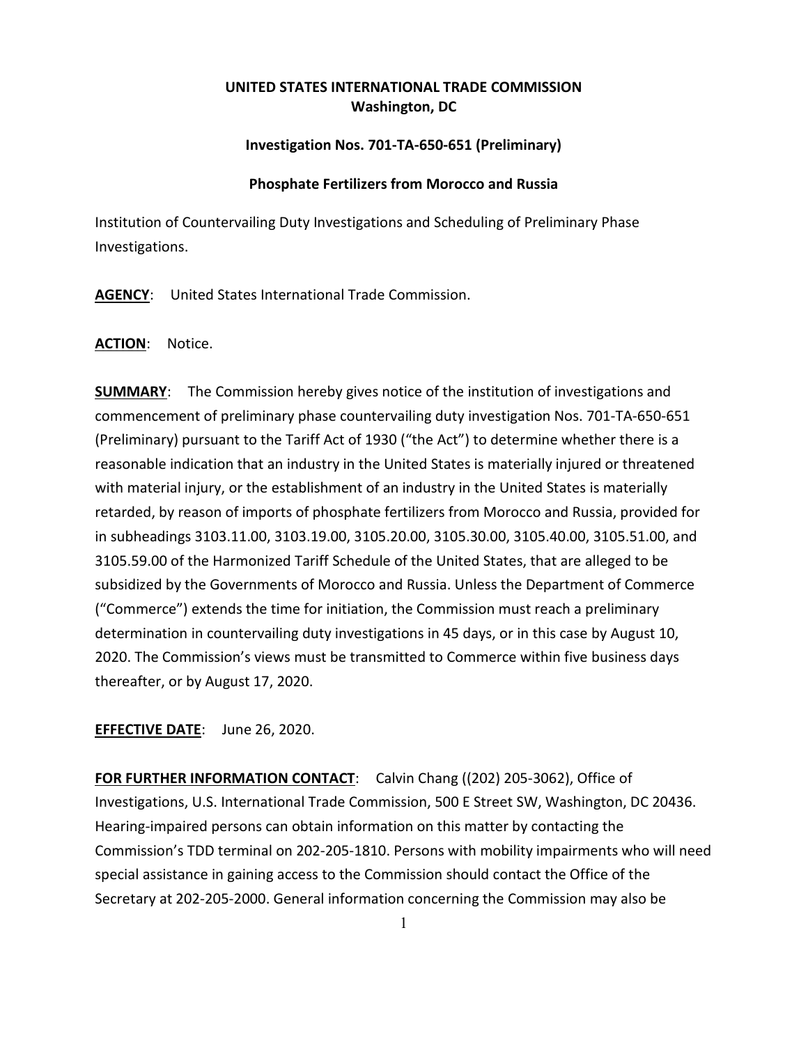**UNITED STATES INTERNATIONAL TRADE COMMISSION**
**Washington, DC**

**Investigation Nos. 701-TA-650-651 (Preliminary)**

**Phosphate Fertilizers from Morocco and Russia**

Institution of Countervailing Duty Investigations and Scheduling of Preliminary Phase Investigations.

**AGENCY**: United States International Trade Commission.

**ACTION**: Notice.

**SUMMARY**: The Commission hereby gives notice of the institution of investigations and commencement of preliminary phase countervailing duty investigation Nos. 701-TA-650-651 (Preliminary) pursuant to the Tariff Act of 1930 ("the Act") to determine whether there is a reasonable indication that an industry in the United States is materially injured or threatened with material injury, or the establishment of an industry in the United States is materially retarded, by reason of imports of phosphate fertilizers from Morocco and Russia, provided for in subheadings 3103.11.00, 3103.19.00, 3105.20.00, 3105.30.00, 3105.40.00, 3105.51.00, and 3105.59.00 of the Harmonized Tariff Schedule of the United States, that are alleged to be subsidized by the Governments of Morocco and Russia. Unless the Department of Commerce ("Commerce") extends the time for initiation, the Commission must reach a preliminary determination in countervailing duty investigations in 45 days, or in this case by August 10, 2020. The Commission's views must be transmitted to Commerce within five business days thereafter, or by August 17, 2020.

**EFFECTIVE DATE**: June 26, 2020.

**FOR FURTHER INFORMATION CONTACT**: Calvin Chang ((202) 205-3062), Office of Investigations, U.S. International Trade Commission, 500 E Street SW, Washington, DC 20436. Hearing-impaired persons can obtain information on this matter by contacting the Commission's TDD terminal on 202-205-1810. Persons with mobility impairments who will need special assistance in gaining access to the Commission should contact the Office of the Secretary at 202-205-2000. General information concerning the Commission may also be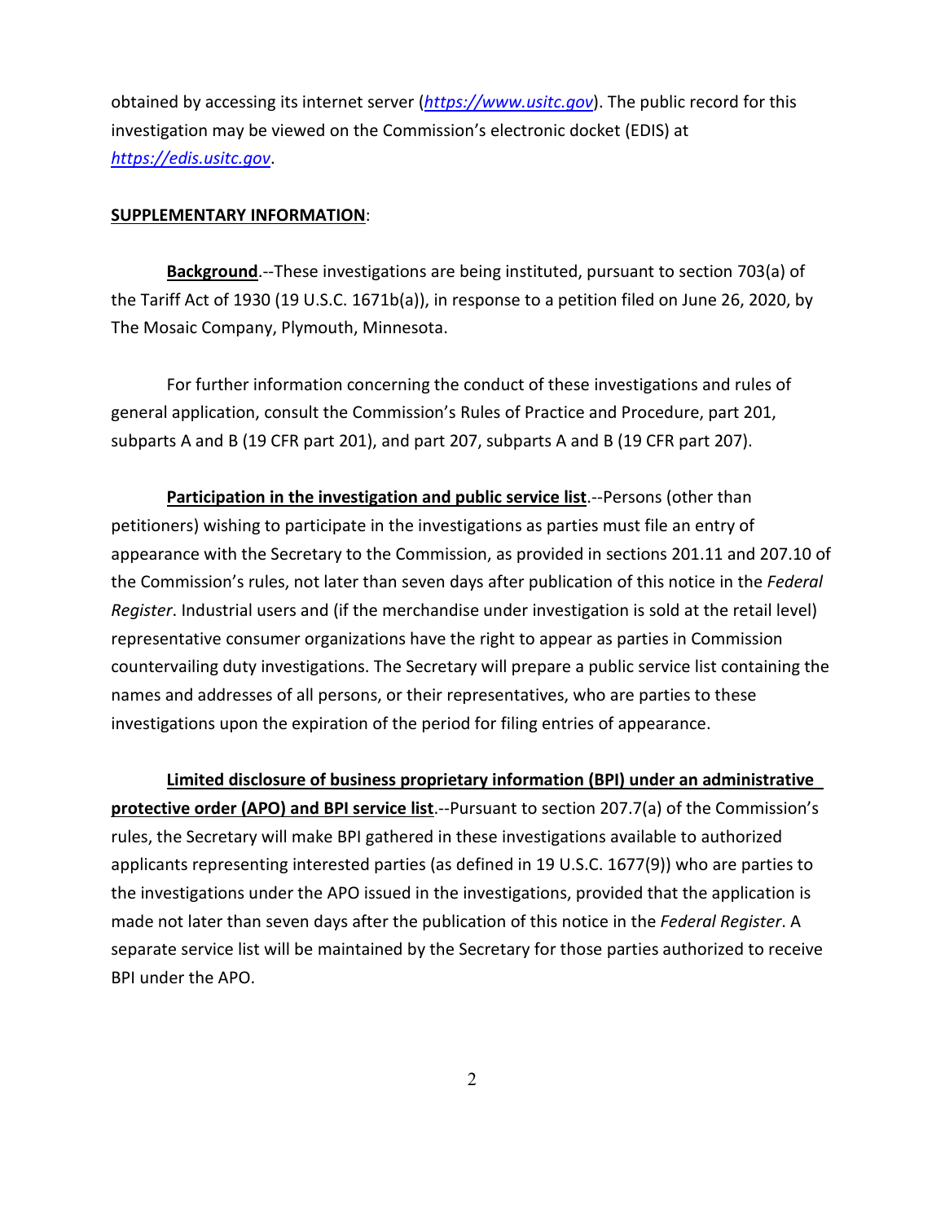obtained by accessing its internet server (*https://www.usitc.gov*). The public record for this investigation may be viewed on the Commission's electronic docket (EDIS) at *https://edis.usitc.gov*.

**SUPPLEMENTARY INFORMATION**:

**Background**.--These investigations are being instituted, pursuant to section 703(a) of the Tariff Act of 1930 (19 U.S.C. 1671b(a)), in response to a petition filed on June 26, 2020, by The Mosaic Company, Plymouth, Minnesota.

For further information concerning the conduct of these investigations and rules of general application, consult the Commission's Rules of Practice and Procedure, part 201, subparts A and B (19 CFR part 201), and part 207, subparts A and B (19 CFR part 207).

**Participation in the investigation and public service list**.--Persons (other than petitioners) wishing to participate in the investigations as parties must file an entry of appearance with the Secretary to the Commission, as provided in sections 201.11 and 207.10 of the Commission's rules, not later than seven days after publication of this notice in the *Federal Register*. Industrial users and (if the merchandise under investigation is sold at the retail level) representative consumer organizations have the right to appear as parties in Commission countervailing duty investigations. The Secretary will prepare a public service list containing the names and addresses of all persons, or their representatives, who are parties to these investigations upon the expiration of the period for filing entries of appearance.

**Limited disclosure of business proprietary information (BPI) under an administrative protective order (APO) and BPI service list**.--Pursuant to section 207.7(a) of the Commission's rules, the Secretary will make BPI gathered in these investigations available to authorized applicants representing interested parties (as defined in 19 U.S.C. 1677(9)) who are parties to the investigations under the APO issued in the investigations, provided that the application is made not later than seven days after the publication of this notice in the *Federal Register*. A separate service list will be maintained by the Secretary for those parties authorized to receive BPI under the APO.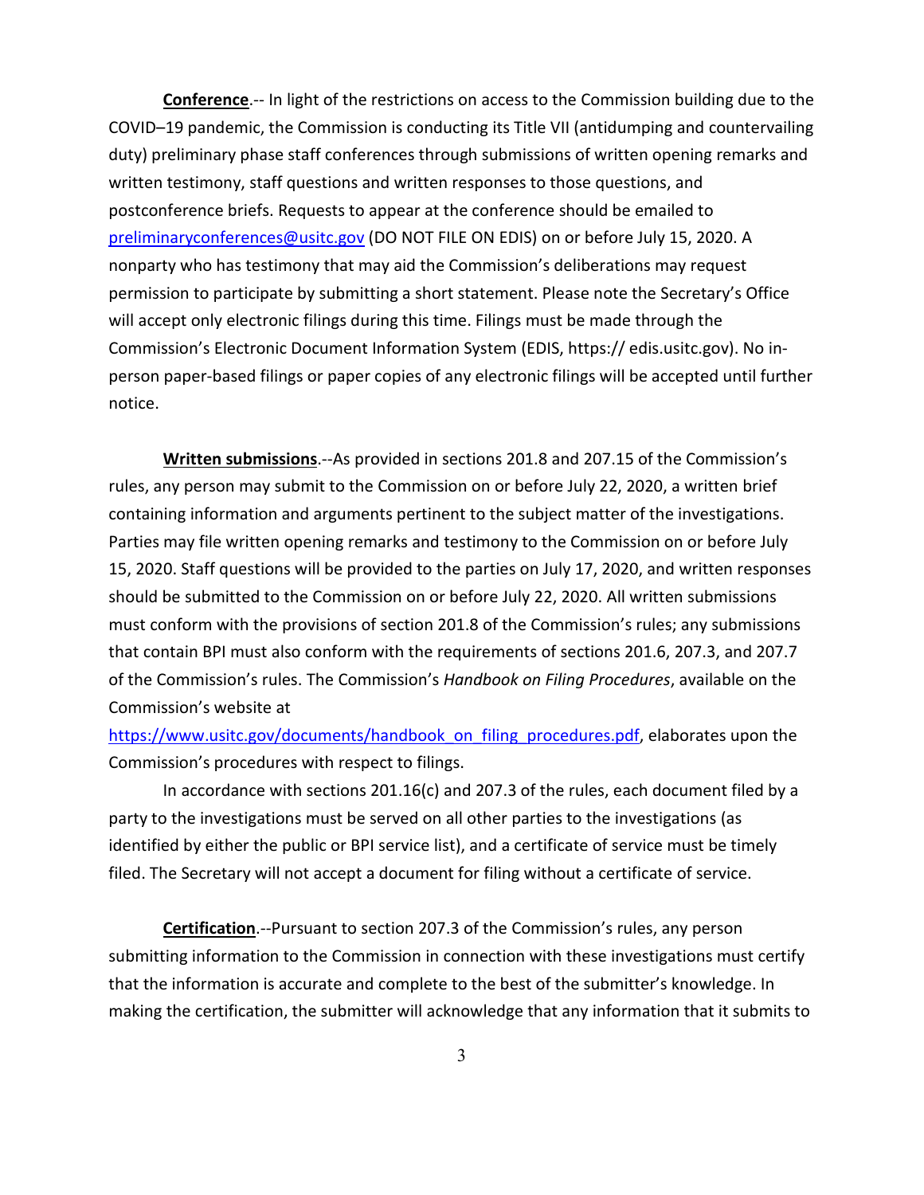**Conference**.-- In light of the restrictions on access to the Commission building due to the COVID–19 pandemic, the Commission is conducting its Title VII (antidumping and countervailing duty) preliminary phase staff conferences through submissions of written opening remarks and written testimony, staff questions and written responses to those questions, and postconference briefs. Requests to appear at the conference should be emailed to preliminaryconferences@usitc.gov (DO NOT FILE ON EDIS) on or before July 15, 2020. A nonparty who has testimony that may aid the Commission's deliberations may request permission to participate by submitting a short statement. Please note the Secretary's Office will accept only electronic filings during this time. Filings must be made through the Commission's Electronic Document Information System (EDIS, https:// edis.usitc.gov). No in-person paper-based filings or paper copies of any electronic filings will be accepted until further notice.

**Written submissions**.--As provided in sections 201.8 and 207.15 of the Commission's rules, any person may submit to the Commission on or before July 22, 2020, a written brief containing information and arguments pertinent to the subject matter of the investigations. Parties may file written opening remarks and testimony to the Commission on or before July 15, 2020. Staff questions will be provided to the parties on July 17, 2020, and written responses should be submitted to the Commission on or before July 22, 2020. All written submissions must conform with the provisions of section 201.8 of the Commission's rules; any submissions that contain BPI must also conform with the requirements of sections 201.6, 207.3, and 207.7 of the Commission's rules. The Commission's *Handbook on Filing Procedures*, available on the Commission's website at https://www.usitc.gov/documents/handbook_on_filing_procedures.pdf, elaborates upon the Commission's procedures with respect to filings.

In accordance with sections 201.16(c) and 207.3 of the rules, each document filed by a party to the investigations must be served on all other parties to the investigations (as identified by either the public or BPI service list), and a certificate of service must be timely filed. The Secretary will not accept a document for filing without a certificate of service.

**Certification**.--Pursuant to section 207.3 of the Commission's rules, any person submitting information to the Commission in connection with these investigations must certify that the information is accurate and complete to the best of the submitter's knowledge. In making the certification, the submitter will acknowledge that any information that it submits to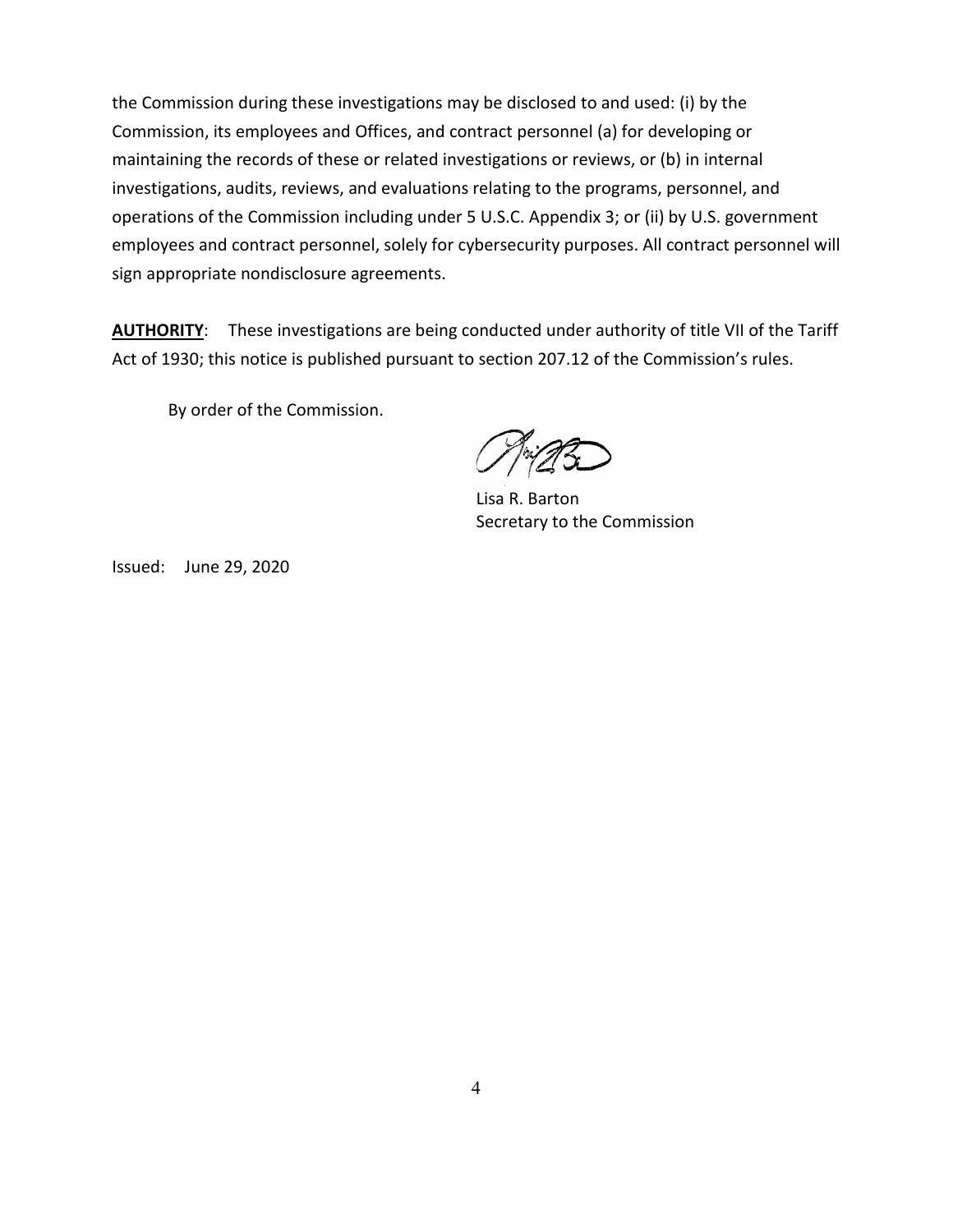the Commission during these investigations may be disclosed to and used: (i) by the Commission, its employees and Offices, and contract personnel (a) for developing or maintaining the records of these or related investigations or reviews, or (b) in internal investigations, audits, reviews, and evaluations relating to the programs, personnel, and operations of the Commission including under 5 U.S.C. Appendix 3; or (ii) by U.S. government employees and contract personnel, solely for cybersecurity purposes. All contract personnel will sign appropriate nondisclosure agreements.

**AUTHORITY**: These investigations are being conducted under authority of title VII of the Tariff Act of 1930; this notice is published pursuant to section 207.12 of the Commission's rules.

By order of the Commission.

Lisa R. Barton
Secretary to the Commission

Issued: June 29, 2020